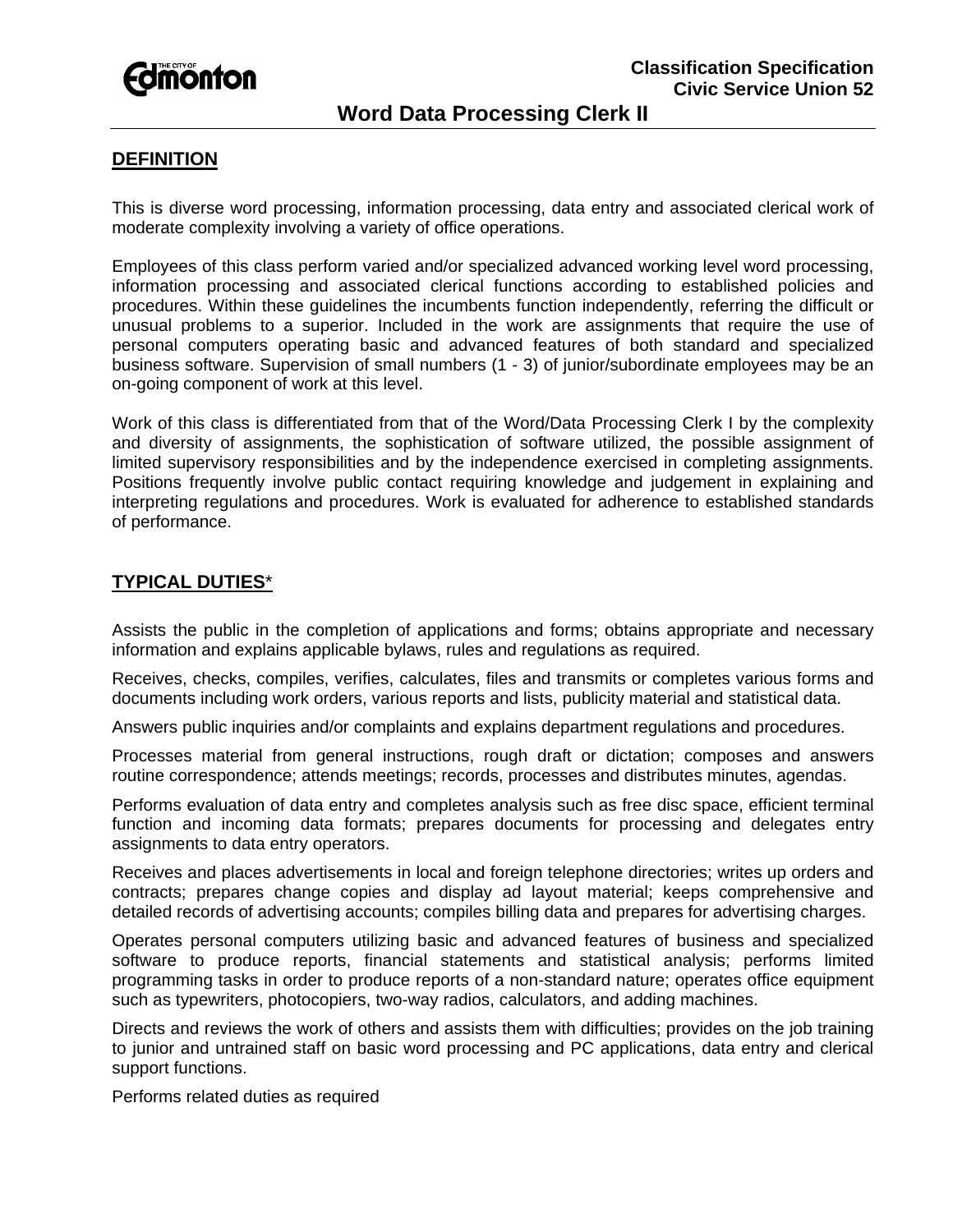**Classification Specification**
**Civic Service Union 52**

# Word Data Processing Clerk II

## DEFINITION

This is diverse word processing, information processing, data entry and associated clerical work of moderate complexity involving a variety of office operations.

Employees of this class perform varied and/or specialized advanced working level word processing, information processing and associated clerical functions according to established policies and procedures. Within these guidelines the incumbents function independently, referring the difficult or unusual problems to a superior. Included in the work are assignments that require the use of personal computers operating basic and advanced features of both standard and specialized business software. Supervision of small numbers (1 - 3) of junior/subordinate employees may be an on-going component of work at this level.

Work of this class is differentiated from that of the Word/Data Processing Clerk I by the complexity and diversity of assignments, the sophistication of software utilized, the possible assignment of limited supervisory responsibilities and by the independence exercised in completing assignments. Positions frequently involve public contact requiring knowledge and judgement in explaining and interpreting regulations and procedures. Work is evaluated for adherence to established standards of performance.

## TYPICAL DUTIES*

Assists the public in the completion of applications and forms; obtains appropriate and necessary information and explains applicable bylaws, rules and regulations as required.

Receives, checks, compiles, verifies, calculates, files and transmits or completes various forms and documents including work orders, various reports and lists, publicity material and statistical data.

Answers public inquiries and/or complaints and explains department regulations and procedures.

Processes material from general instructions, rough draft or dictation; composes and answers routine correspondence; attends meetings; records, processes and distributes minutes, agendas.

Performs evaluation of data entry and completes analysis such as free disc space, efficient terminal function and incoming data formats; prepares documents for processing and delegates entry assignments to data entry operators.

Receives and places advertisements in local and foreign telephone directories; writes up orders and contracts; prepares change copies and display ad layout material; keeps comprehensive and detailed records of advertising accounts; compiles billing data and prepares for advertising charges.

Operates personal computers utilizing basic and advanced features of business and specialized software to produce reports, financial statements and statistical analysis; performs limited programming tasks in order to produce reports of a non-standard nature; operates office equipment such as typewriters, photocopiers, two-way radios, calculators, and adding machines.

Directs and reviews the work of others and assists them with difficulties; provides on the job training to junior and untrained staff on basic word processing and PC applications, data entry and clerical support functions.

Performs related duties as required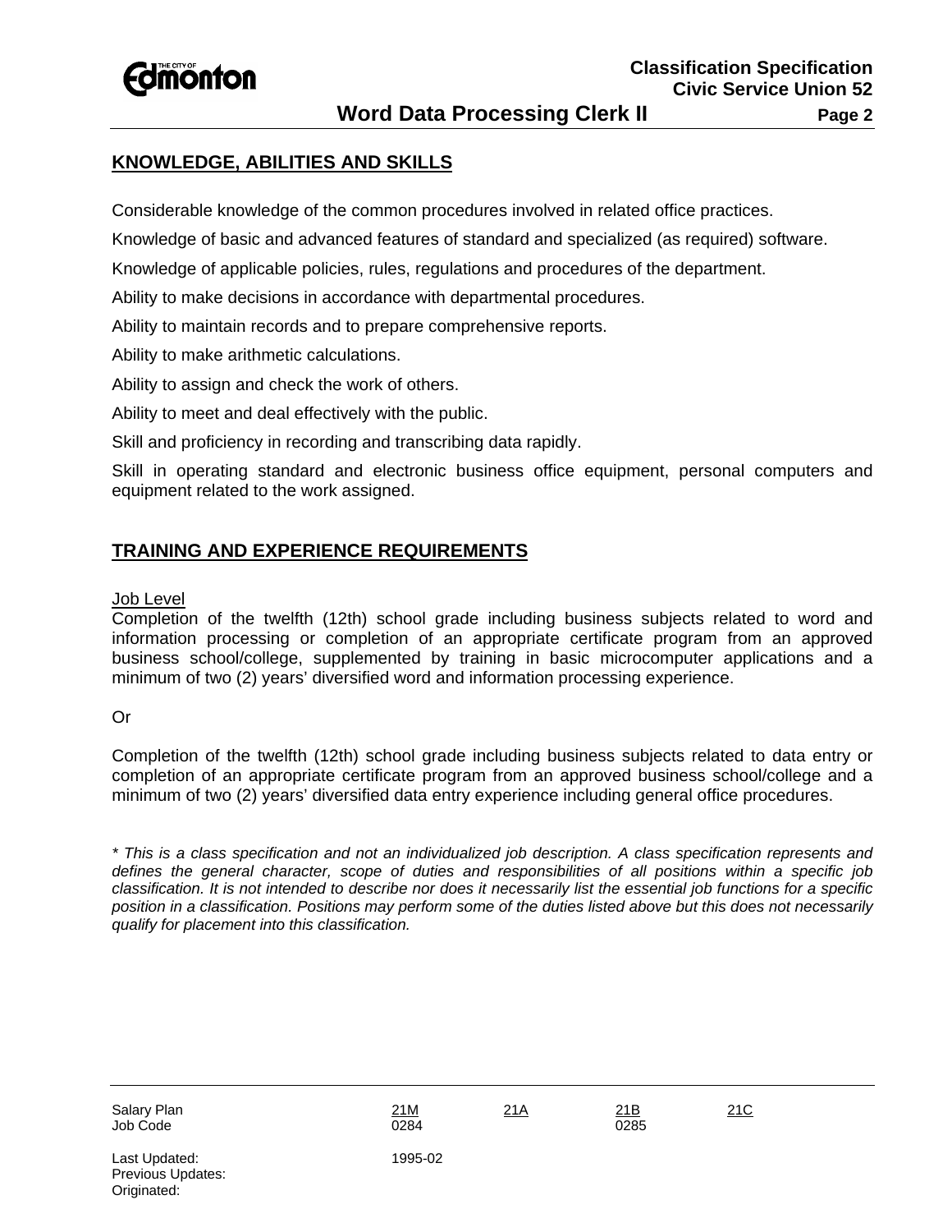## KNOWLEDGE, ABILITIES AND SKILLS

Considerable knowledge of the common procedures involved in related office practices.

Knowledge of basic and advanced features of standard and specialized (as required) software.

Knowledge of applicable policies, rules, regulations and procedures of the department.

Ability to make decisions in accordance with departmental procedures.

Ability to maintain records and to prepare comprehensive reports.

Ability to make arithmetic calculations.

Ability to assign and check the work of others.

Ability to meet and deal effectively with the public.

Skill and proficiency in recording and transcribing data rapidly.

Skill in operating standard and electronic business office equipment, personal computers and equipment related to the work assigned.

## TRAINING AND EXPERIENCE REQUIREMENTS

Job Level

Completion of the twelfth (12th) school grade including business subjects related to word and information processing or completion of an appropriate certificate program from an approved business school/college, supplemented by training in basic microcomputer applications and a minimum of two (2) years' diversified word and information processing experience.

Or

Completion of the twelfth (12th) school grade including business subjects related to data entry or completion of an appropriate certificate program from an approved business school/college and a minimum of two (2) years' diversified data entry experience including general office procedures.

*\* This is a class specification and not an individualized job description. A class specification represents and defines the general character, scope of duties and responsibilities of all positions within a specific job classification. It is not intended to describe nor does it necessarily list the essential job functions for a specific position in a classification. Positions may perform some of the duties listed above but this does not necessarily qualify for placement into this classification.*

| | | | | |
|---|---|---|---|---|
| Salary Plan | 21M | 21A | 21B | 21C |
| Job Code | 0284 | | 0285 | |

Last Updated: 1995-02
Previous Updates:
Originated: